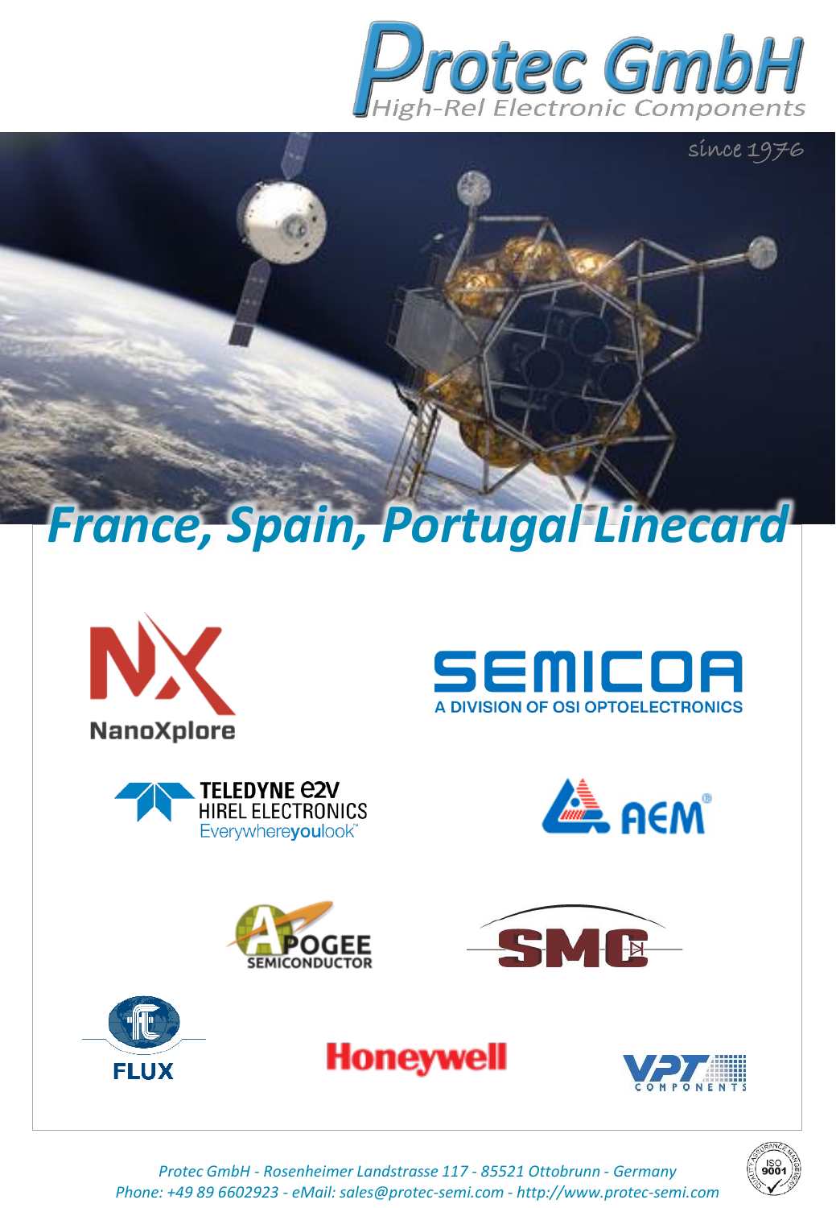# Protec GmbH

High-Rel Electronic Components

since 1976

## France, Spain, Portugal Linecard

NanoXplore

SEMICOA
A DIVISION OF OSI OPTOELECTRONICS

TELEDYNE e2V
HIREL ELECTRONICS
Everywhereyoulook™

AEM®

APOGEE
SEMICONDUCTOR

SMC

FLUX

Honeywell

VPT
COMPONENTS

*Protec GmbH - Rosenheimer Landstrasse 117 - 85521 Ottobrunn - Germany*
*Phone: +49 89 6602923 - eMail: sales@protec-semi.com - http://www.protec-semi.com*

ISO 9001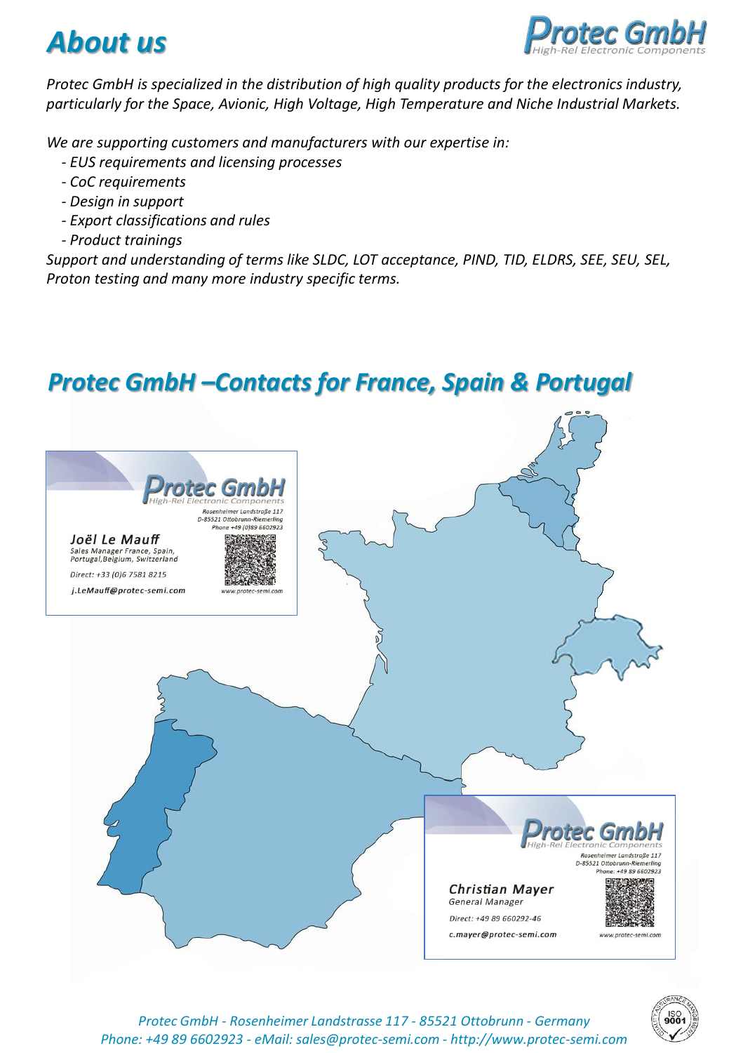# About us

*Protec GmbH is specialized in the distribution of high quality products for the electronics industry, particularly for the Space, Avionic, High Voltage, High Temperature and Niche Industrial Markets.*

*We are supporting customers and manufacturers with our expertise in:*

- *EUS requirements and licensing processes*
- *CoC requirements*
- *Design in support*
- *Export classifications and rules*
- *Product trainings*

*Support and understanding of terms like SLDC, LOT acceptance, PIND, TID, ELDRS, SEE, SEU, SEL, Proton testing and many more industry specific terms.*

## Protec GmbH –Contacts for France, Spain & Portugal

**Protec GmbH**
High-Rel Electronic Components
Rosenheimer Landstraße 117
D-85521 Ottobrunn-Riemerling
Phone +49 (0)89 6602923

**Joël Le Mauff**
Sales Manager France, Spain, Portugal, Belgium, Switzerland
Direct: +33 (0)6 7581 8215
j.LeMauff@protec-semi.com
www.protec-semi.com

**Protec GmbH**
High-Rel Electronic Components
Rosenheimer Landstraße 117
D-85521 Ottobrunn-Riemerling
Phone: +49 89 6602923

**Christian Mayer**
General Manager
Direct: +49 89 660292-46
c.mayer@protec-semi.com
www.protec-semi.com

*Protec GmbH - Rosenheimer Landstrasse 117 - 85521 Ottobrunn - Germany*
*Phone: +49 89 6602923 - eMail: sales@protec-semi.com - http://www.protec-semi.com*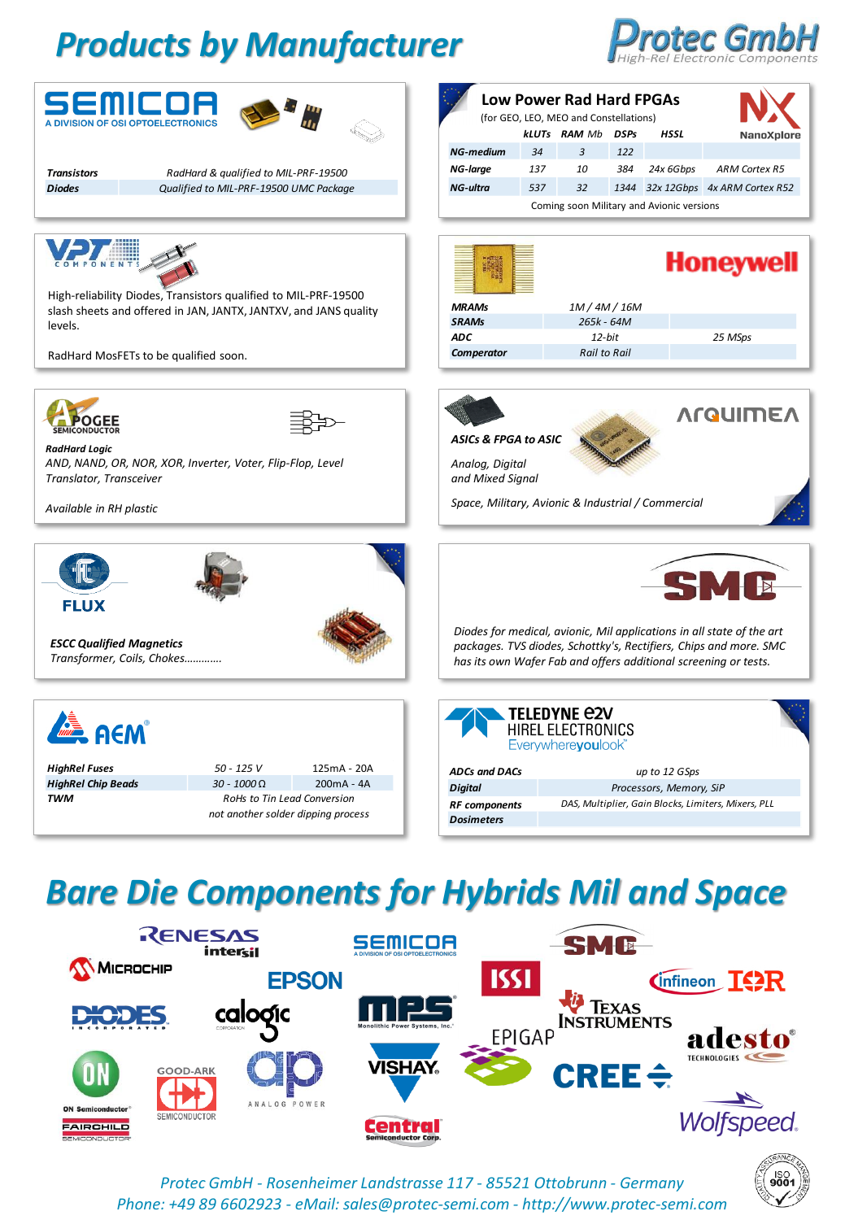# Products by Manufacturer

**Protec GmbH** – High-Rel Electronic Components

## SEMICOA
A DIVISION OF OSI OPTOELECTRONICS

| | |
|---|---|
| *Transistors* | *RadHard & qualified to MIL-PRF-19500* |
| *Diodes* | *Qualified to MIL-PRF-19500 UMC Package* |

## Low Power Rad Hard FPGAs
(for GEO, LEO, MEO and Constellations)

NanoXplore

| | kLUTs | RAM Mb | DSPs | HSSL | |
|---|---|---|---|---|---|
| NG-medium | 34 | 3 | 122 | | |
| NG-large | 137 | 10 | 384 | 24x 6Gbps | ARM Cortex R5 |
| NG-ultra | 537 | 32 | 1344 | 32x 12Gbps | 4x ARM Cortex R52 |

Coming soon Military and Avionic versions

## VPT COMPONENTS

High-reliability Diodes, Transistors qualified to MIL-PRF-19500 slash sheets and offered in JAN, JANTX, JANTXV, and JANS quality levels.

RadHard MosFETs to be qualified soon.

## Honeywell

| | | |
|---|---|---|
| *MRAMs* | *1M / 4M / 16M* | |
| *SRAMs* | *265k - 64M* | |
| *ADC* | *12-bit* | *25 MSps* |
| *Comperator* | *Rail to Rail* | |

## APOGEE SEMICONDUCTOR

***RadHard Logic***
*AND, NAND, OR, NOR, XOR, Inverter, Voter, Flip-Flop, Level Translator, Transceiver*

*Available in RH plastic*

## ARQUIMEA

***ASICs & FPGA to ASIC***

*Analog, Digital and Mixed Signal*

*Space, Military, Avionic & Industrial / Commercial*

## FLUX

***ESCC Qualified Magnetics***
*Transformer, Coils, Chokes…………*

## SMC

*Diodes for medical, avionic, Mil applications in all state of the art packages. TVS diodes, Schottky's, Rectifiers, Chips and more. SMC has its own Wafer Fab and offers additional screening or tests.*

## AEM

| | | |
|---|---|---|
| *HighRel Fuses* | *50 - 125 V* | *125mA - 20A* |
| *HighRel Chip Beads* | *30 - 1000 Ω* | *200mA - 4A* |
| *TWM* | *RoHs to Tin Lead Conversion not another solder dipping process* | |

## TELEDYNE e2v
HIREL ELECTRONICS
Everywhereyoulook™

| | |
|---|---|
| *ADCs and DACs* | *up to 12 GSps* |
| *Digital* | *Processors, Memory, SiP* |
| *RF components* | *DAS, Multiplier, Gain Blocks, Limiters, Mixers, PLL* |
| *Dosimeters* | |

# Bare Die Components for Hybrids Mil and Space

Renesas Intersil, Microchip, Semicoa, Epson, SMC, ISSI, Infineon, IR, Diodes Incorporated, Calogic, MPS Monolithic Power Systems, Texas Instruments, Epigap, adesto Technologies, ON Semiconductor, Fairchild Semiconductor, Good-Ark Semiconductor, Analog Power, Vishay, Cree, Central Semiconductor Corp., Wolfspeed

*Protec GmbH - Rosenheimer Landstrasse 117 - 85521 Ottobrunn - Germany*
*Phone: +49 89 6602923 - eMail: sales@protec-semi.com - http://www.protec-semi.com*

ISO 9001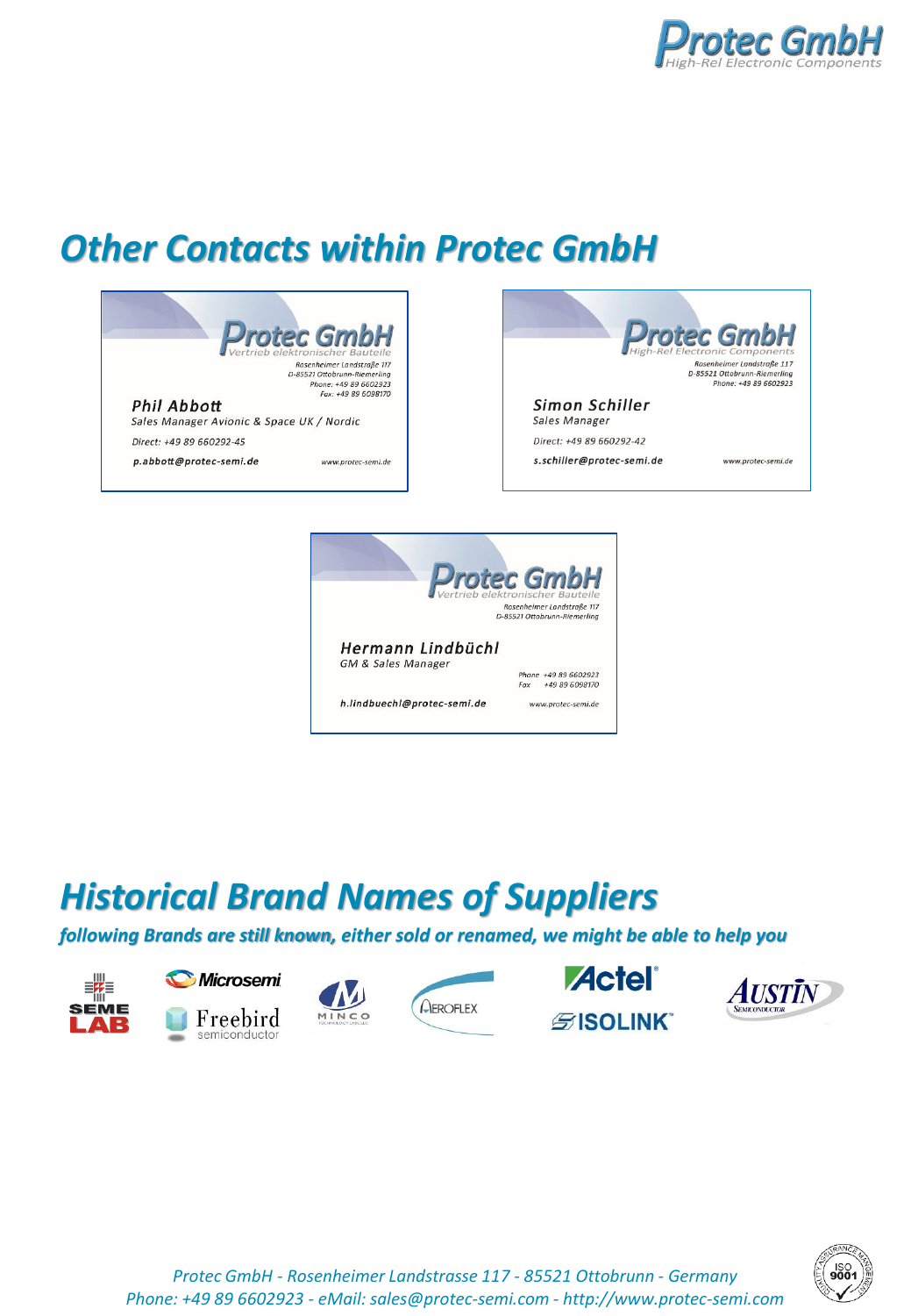# Other Contacts within Protec GmbH

**Protec GmbH**
Vertrieb elektronischer Bauteile
Rosenheimer Landstraße 117
D-85521 Ottobrunn-Riemerling
Phone: +49 89 6602923
Fax: +49 89 6098170

**Phil Abbott**
Sales Manager Avionic & Space UK / Nordic
Direct: +49 89 660292-45
**p.abbott@protec-semi.de**
www.protec-semi.de

**Protec GmbH**
High-Rel Electronic Components
Rosenheimer Landstraße 117
D-85521 Ottobrunn-Riemerling
Phone: +49 89 6602923

**Simon Schiller**
Sales Manager
Direct: +49 89 660292-42
**s.schiller@protec-semi.de**
www.protec-semi.de

**Protec GmbH**
Vertrieb elektronischer Bauteile
Rosenheimer Landstraße 117
D-85521 Ottobrunn-Riemerling

**Hermann Lindbüchl**
GM & Sales Manager
Phone +49 89 6602923
Fax +49 89 6098170
**h.lindbuechl@protec-semi.de**
www.protec-semi.de

# Historical Brand Names of Suppliers

***following Brands are still known, either sold or renamed, we might be able to help you***

SEME LAB, Microsemi, Freebird semiconductor, MINCO, AEROFLEX, Actel, ISOLINK, AUSTIN Semiconductor

*Protec GmbH - Rosenheimer Landstrasse 117 - 85521 Ottobrunn - Germany*
*Phone: +49 89 6602923 - eMail: sales@protec-semi.com - http://www.protec-semi.com*